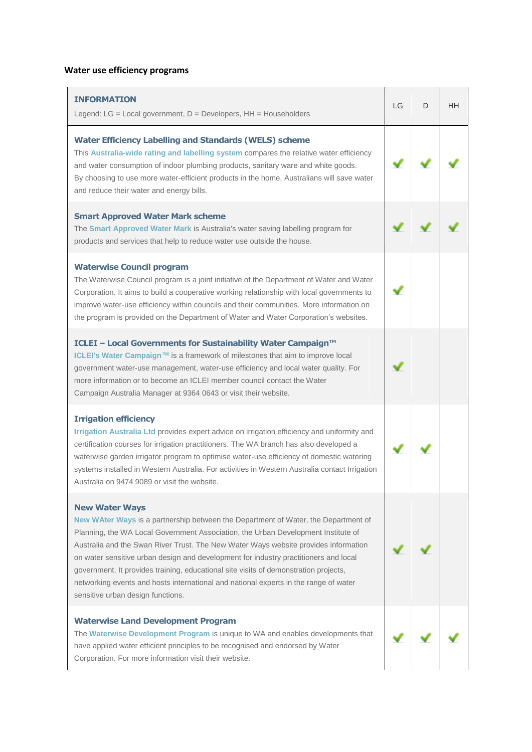**Water use efficiency programs**

| **INFORMATION**<br>Legend: LG = Local government, D = Developers, HH = Householders | LG | D | HH |
|---|---|---|---|
| **Water Efficiency Labelling and Standards (WELS) scheme**<br>This **Australia-wide rating and labelling system** compares the relative water efficiency and water consumption of indoor plumbing products, sanitary ware and white goods. By choosing to use more water-efficient products in the home, Australians will save water and reduce their water and energy bills. | ✔ | ✔ | ✔ |
| **Smart Approved Water Mark scheme**<br>The **Smart Approved Water Mark** is Australia's water saving labelling program for products and services that help to reduce water use outside the house. | ✔ | ✔ | ✔ |
| **Waterwise Council program**<br>The Waterwise Council program is a joint initiative of the Department of Water and Water Corporation. It aims to build a cooperative working relationship with local governments to improve water-use efficiency within councils and their communities. More information on the program is provided on the Department of Water and Water Corporation's websites. | ✔ | | |
| **ICLEI – Local Governments for Sustainability Water Campaign™**<br>**ICLEI's Water Campaign™** is a framework of milestones that aim to improve local government water-use management, water-use efficiency and local water quality. For more information or to become an ICLEI member council contact the Water Campaign Australia Manager at 9364 0643 or visit their website. | ✔ | | |
| **Irrigation efficiency**<br>**Irrigation Australia Ltd** provides expert advice on irrigation efficiency and uniformity and certification courses for irrigation practitioners. The WA branch has also developed a waterwise garden irrigator program to optimise water-use efficiency of domestic watering systems installed in Western Australia. For activities in Western Australia contact Irrigation Australia on 9474 9089 or visit the website. | ✔ | ✔ | |
| **New Water Ways**<br>**New WAter Ways** is a partnership between the Department of Water, the Department of Planning, the WA Local Government Association, the Urban Development Institute of Australia and the Swan River Trust. The New Water Ways website provides information on water sensitive urban design and development for industry practitioners and local government. It provides training, educational site visits of demonstration projects, networking events and hosts international and national experts in the range of water sensitive urban design functions. | ✔ | ✔ | |
| **Waterwise Land Development Program**<br>The **Waterwise Development Program** is unique to WA and enables developments that have applied water efficient principles to be recognised and endorsed by Water Corporation. For more information visit their website. | ✔ | ✔ | ✔ |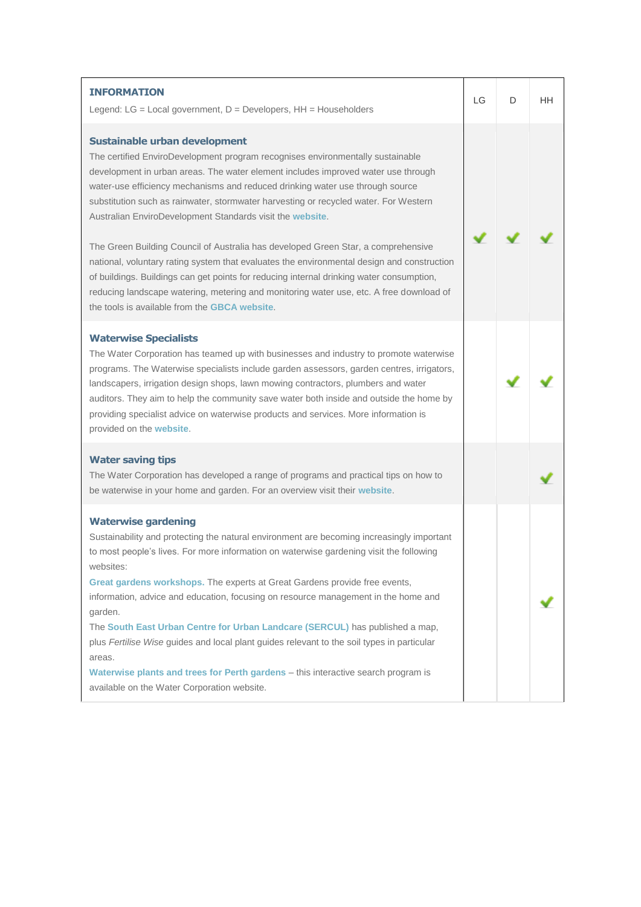| INFORMATION<br>Legend: LG = Local government, D = Developers, HH = Householders | LG | D | HH |
|---|---|---|---|
| **Sustainable urban development**<br>The certified EnviroDevelopment program recognises environmentally sustainable development in urban areas. The water element includes improved water use through water-use efficiency mechanisms and reduced drinking water use through source substitution such as rainwater, stormwater harvesting or recycled water. For Western Australian EnviroDevelopment Standards visit the **website**.<br><br>The Green Building Council of Australia has developed Green Star, a comprehensive national, voluntary rating system that evaluates the environmental design and construction of buildings. Buildings can get points for reducing internal drinking water consumption, reducing landscape watering, metering and monitoring water use, etc. A free download of the tools is available from the **GBCA website**. | ✔ | ✔ | ✔ |
| **Waterwise Specialists**<br>The Water Corporation has teamed up with businesses and industry to promote waterwise programs. The Waterwise specialists include garden assessors, garden centres, irrigators, landscapers, irrigation design shops, lawn mowing contractors, plumbers and water auditors. They aim to help the community save water both inside and outside the home by providing specialist advice on waterwise products and services. More information is provided on the **website**. | | ✔ | ✔ |
| **Water saving tips**<br>The Water Corporation has developed a range of programs and practical tips on how to be waterwise in your home and garden. For an overview visit their **website**. | | | ✔ |
| **Waterwise gardening**<br>Sustainability and protecting the natural environment are becoming increasingly important to most people's lives. For more information on waterwise gardening visit the following websites:<br>**Great gardens workshops.** The experts at Great Gardens provide free events, information, advice and education, focusing on resource management in the home and garden.<br>The **South East Urban Centre for Urban Landcare (SERCUL)** has published a map, plus *Fertilise Wise* guides and local plant guides relevant to the soil types in particular areas.<br>**Waterwise plants and trees for Perth gardens** – this interactive search program is available on the Water Corporation website. | | | ✔ |